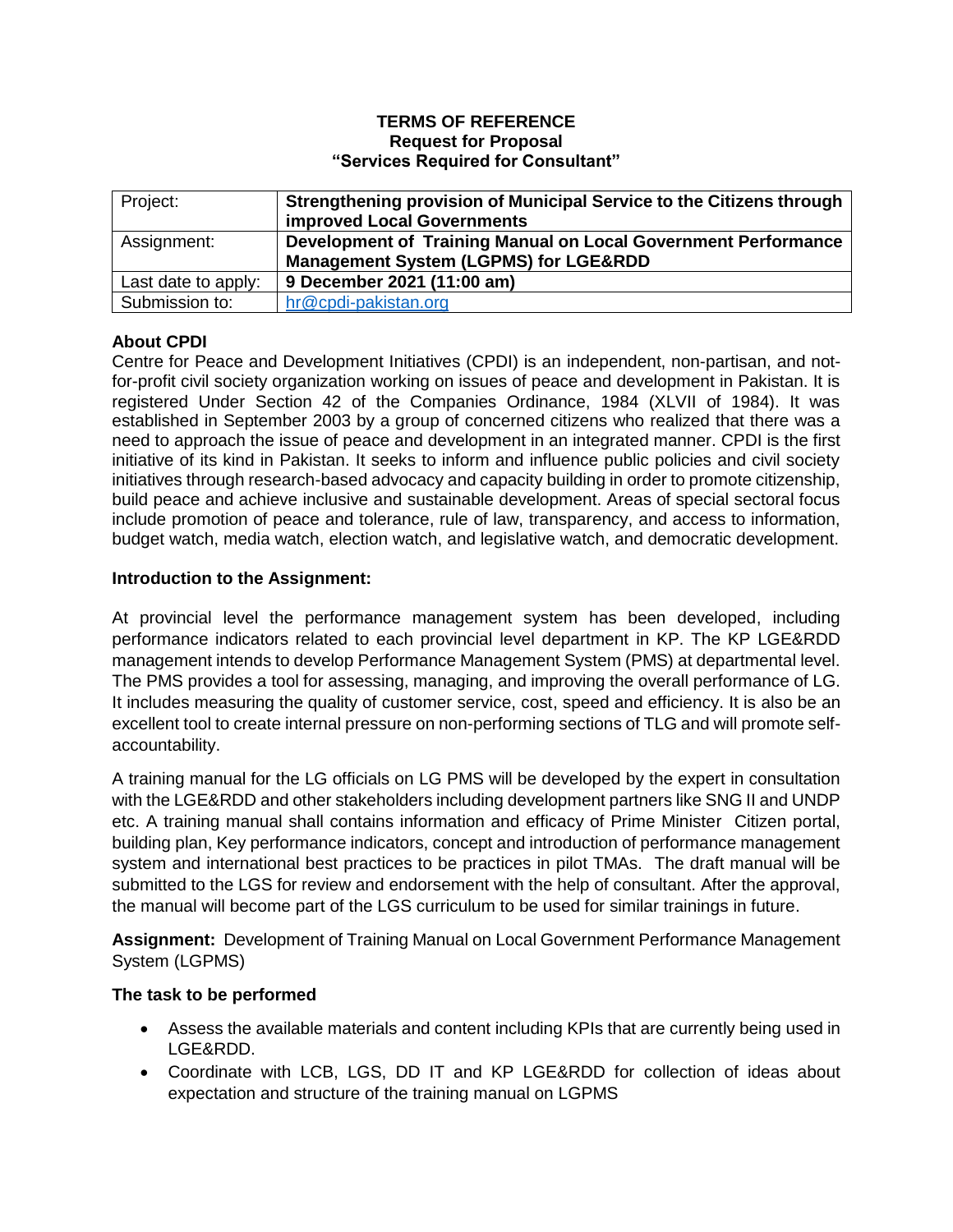**TERMS OF REFERENCE**
**Request for Proposal**
**"Services Required for Consultant"**

| Project: | **Strengthening provision of Municipal Service to the Citizens through improved Local Governments** |
|---|---|
| Assignment: | **Development of Training Manual on Local Government Performance Management System (LGPMS) for LGE&RDD** |
| Last date to apply: | **9 December 2021 (11:00 am)** |
| Submission to: | hr@cpdi-pakistan.org |

**About CPDI**

Centre for Peace and Development Initiatives (CPDI) is an independent, non-partisan, and not-for-profit civil society organization working on issues of peace and development in Pakistan. It is registered Under Section 42 of the Companies Ordinance, 1984 (XLVII of 1984). It was established in September 2003 by a group of concerned citizens who realized that there was a need to approach the issue of peace and development in an integrated manner. CPDI is the first initiative of its kind in Pakistan. It seeks to inform and influence public policies and civil society initiatives through research-based advocacy and capacity building in order to promote citizenship, build peace and achieve inclusive and sustainable development. Areas of special sectoral focus include promotion of peace and tolerance, rule of law, transparency, and access to information, budget watch, media watch, election watch, and legislative watch, and democratic development.

**Introduction to the Assignment:**

At provincial level the performance management system has been developed, including performance indicators related to each provincial level department in KP. The KP LGE&RDD management intends to develop Performance Management System (PMS) at departmental level. The PMS provides a tool for assessing, managing, and improving the overall performance of LG. It includes measuring the quality of customer service, cost, speed and efficiency. It is also be an excellent tool to create internal pressure on non-performing sections of TLG and will promote self-accountability.

A training manual for the LG officials on LG PMS will be developed by the expert in consultation with the LGE&RDD and other stakeholders including development partners like SNG II and UNDP etc. A training manual shall contains information and efficacy of Prime Minister Citizen portal, building plan, Key performance indicators, concept and introduction of performance management system and international best practices to be practices in pilot TMAs. The draft manual will be submitted to the LGS for review and endorsement with the help of consultant. After the approval, the manual will become part of the LGS curriculum to be used for similar trainings in future.

**Assignment:** Development of Training Manual on Local Government Performance Management System (LGPMS)

**The task to be performed**

- Assess the available materials and content including KPIs that are currently being used in LGE&RDD.
- Coordinate with LCB, LGS, DD IT and KP LGE&RDD for collection of ideas about expectation and structure of the training manual on LGPMS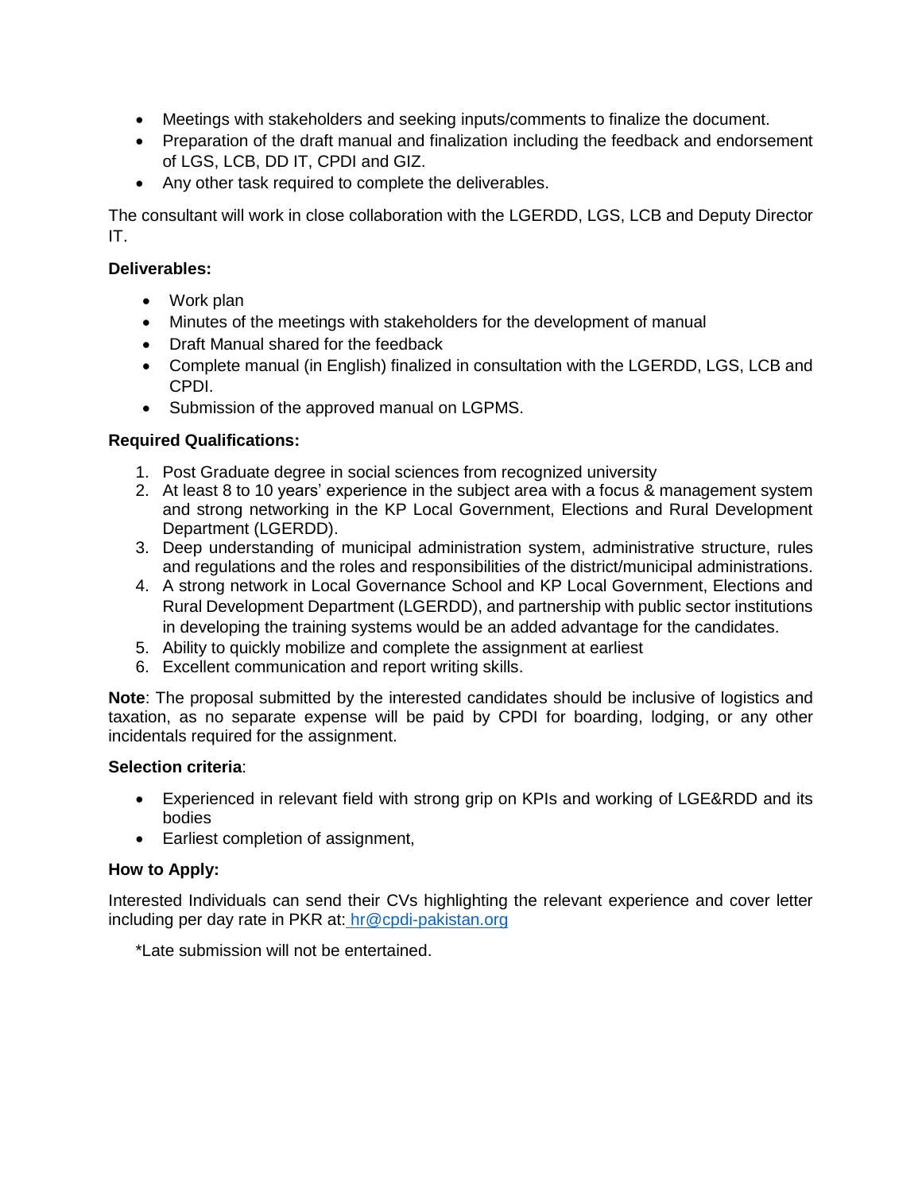- Meetings with stakeholders and seeking inputs/comments to finalize the document.
- Preparation of the draft manual and finalization including the feedback and endorsement of LGS, LCB, DD IT, CPDI and GIZ.
- Any other task required to complete the deliverables.

The consultant will work in close collaboration with the LGERDD, LGS, LCB and Deputy Director IT.

**Deliverables:**

- Work plan
- Minutes of the meetings with stakeholders for the development of manual
- Draft Manual shared for the feedback
- Complete manual (in English) finalized in consultation with the LGERDD, LGS, LCB and CPDI.
- Submission of the approved manual on LGPMS.

**Required Qualifications:**

1. Post Graduate degree in social sciences from recognized university
2. At least 8 to 10 years' experience in the subject area with a focus & management system and strong networking in the KP Local Government, Elections and Rural Development Department (LGERDD).
3. Deep understanding of municipal administration system, administrative structure, rules and regulations and the roles and responsibilities of the district/municipal administrations.
4. A strong network in Local Governance School and KP Local Government, Elections and Rural Development Department (LGERDD), and partnership with public sector institutions in developing the training systems would be an added advantage for the candidates.
5. Ability to quickly mobilize and complete the assignment at earliest
6. Excellent communication and report writing skills.

**Note**: The proposal submitted by the interested candidates should be inclusive of logistics and taxation, as no separate expense will be paid by CPDI for boarding, lodging, or any other incidentals required for the assignment.

**Selection criteria**:

- Experienced in relevant field with strong grip on KPIs and working of LGE&RDD and its bodies
- Earliest completion of assignment,

**How to Apply:**

Interested Individuals can send their CVs highlighting the relevant experience and cover letter including per day rate in PKR at: hr@cpdi-pakistan.org

*Late submission will not be entertained.